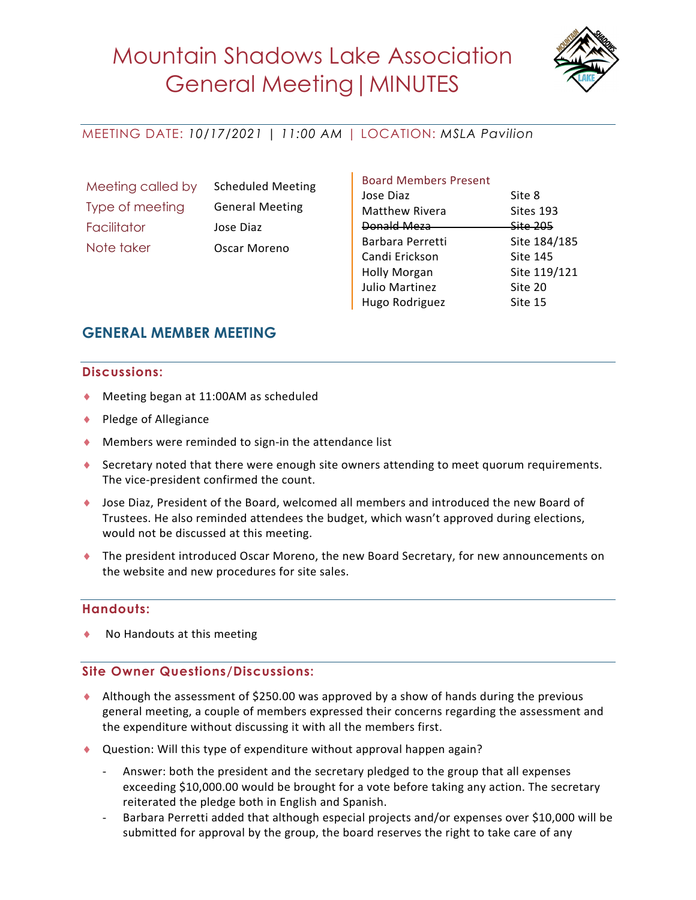# Mountain Shadows Lake Association General Meeting | MINUTES

MEETING DATE: *10/17/2021 | 11:00 AM* | LOCATION: *MSLA Pavilion*

| | |
|---|---|
| Meeting called by | Scheduled Meeting |
| Type of meeting | General Meeting |
| Facilitator | Jose Diaz |
| Note taker | Oscar Moreno |

**Board Members Present**

| | |
|---|---|
| Jose Diaz | Site 8 |
| Matthew Rivera | Sites 193 |
| ~~Donald Meza~~ | ~~Site 205~~ |
| Barbara Perretti | Site 184/185 |
| Candi Erickson | Site 145 |
| Holly Morgan | Site 119/121 |
| Julio Martinez | Site 20 |
| Hugo Rodriguez | Site 15 |

## GENERAL MEMBER MEETING

### Discussions:

- Meeting began at 11:00AM as scheduled
- Pledge of Allegiance
- Members were reminded to sign-in the attendance list
- Secretary noted that there were enough site owners attending to meet quorum requirements. The vice-president confirmed the count.
- Jose Diaz, President of the Board, welcomed all members and introduced the new Board of Trustees. He also reminded attendees the budget, which wasn't approved during elections, would not be discussed at this meeting.
- The president introduced Oscar Moreno, the new Board Secretary, for new announcements on the website and new procedures for site sales.

### Handouts:

- No Handouts at this meeting

### Site Owner Questions/Discussions:

- Although the assessment of $250.00 was approved by a show of hands during the previous general meeting, a couple of members expressed their concerns regarding the assessment and the expenditure without discussing it with all the members first.
- Question: Will this type of expenditure without approval happen again?
  - Answer: both the president and the secretary pledged to the group that all expenses exceeding $10,000.00 would be brought for a vote before taking any action. The secretary reiterated the pledge both in English and Spanish.
  - Barbara Perretti added that although especial projects and/or expenses over $10,000 will be submitted for approval by the group, the board reserves the right to take care of any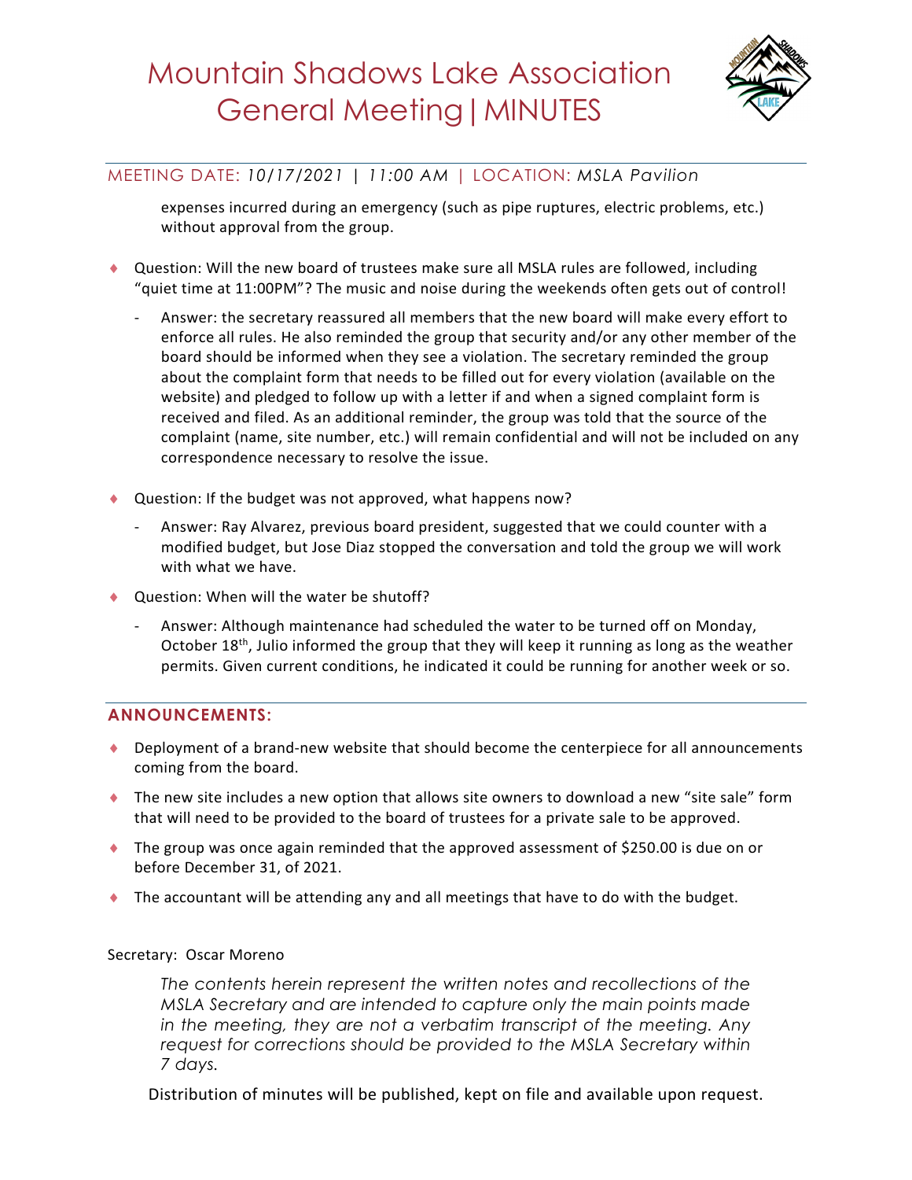expenses incurred during an emergency (such as pipe ruptures, electric problems, etc.) without approval from the group.

- Question: Will the new board of trustees make sure all MSLA rules are followed, including "quiet time at 11:00PM"? The music and noise during the weekends often gets out of control!
  - Answer: the secretary reassured all members that the new board will make every effort to enforce all rules. He also reminded the group that security and/or any other member of the board should be informed when they see a violation. The secretary reminded the group about the complaint form that needs to be filled out for every violation (available on the website) and pledged to follow up with a letter if and when a signed complaint form is received and filed. As an additional reminder, the group was told that the source of the complaint (name, site number, etc.) will remain confidential and will not be included on any correspondence necessary to resolve the issue.

- Question: If the budget was not approved, what happens now?
  - Answer: Ray Alvarez, previous board president, suggested that we could counter with a modified budget, but Jose Diaz stopped the conversation and told the group we will work with what we have.

- Question: When will the water be shutoff?
  - Answer: Although maintenance had scheduled the water to be turned off on Monday, October 18th, Julio informed the group that they will keep it running as long as the weather permits. Given current conditions, he indicated it could be running for another week or so.

## ANNOUNCEMENTS:

- Deployment of a brand-new website that should become the centerpiece for all announcements coming from the board.
- The new site includes a new option that allows site owners to download a new "site sale" form that will need to be provided to the board of trustees for a private sale to be approved.
- The group was once again reminded that the approved assessment of $250.00 is due on or before December 31, of 2021.
- The accountant will be attending any and all meetings that have to do with the budget.

Secretary: Oscar Moreno

*The contents herein represent the written notes and recollections of the MSLA Secretary and are intended to capture only the main points made in the meeting, they are not a verbatim transcript of the meeting. Any request for corrections should be provided to the MSLA Secretary within 7 days.*

Distribution of minutes will be published, kept on file and available upon request.